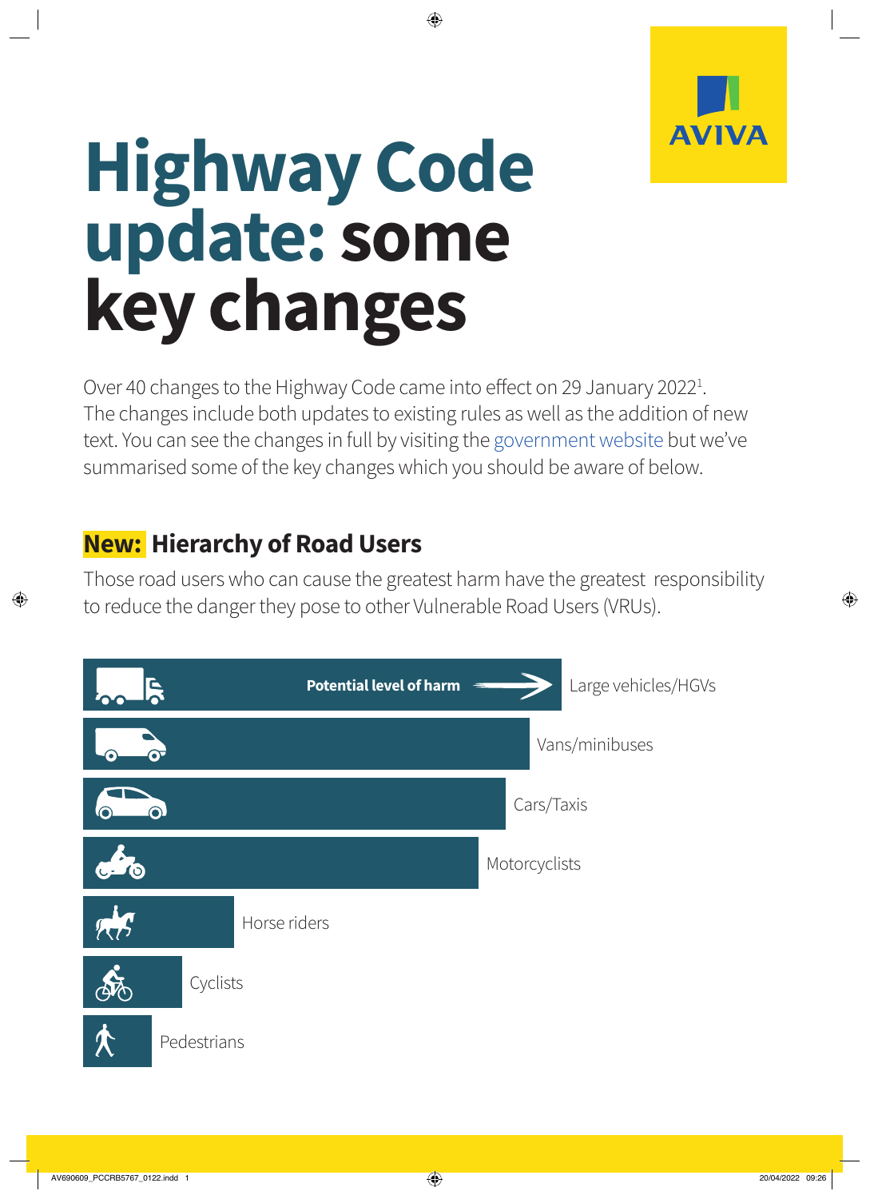# Highway Code update: some key changes

Over 40 changes to the Highway Code came into effect on 29 January 2022[1]. The changes include both updates to existing rules as well as the addition of new text. You can see the changes in full by visiting the government website but we've summarised some of the key changes which you should be aware of below.

## New: Hierarchy of Road Users

Those road users who can cause the greatest harm have the greatest responsibility to reduce the danger they pose to other Vulnerable Road Users (VRUs).

Potential level of harm →

- Large vehicles/HGVs
- Vans/minibuses
- Cars/Taxis
- Motorcyclists
- Horse riders
- Cyclists
- Pedestrians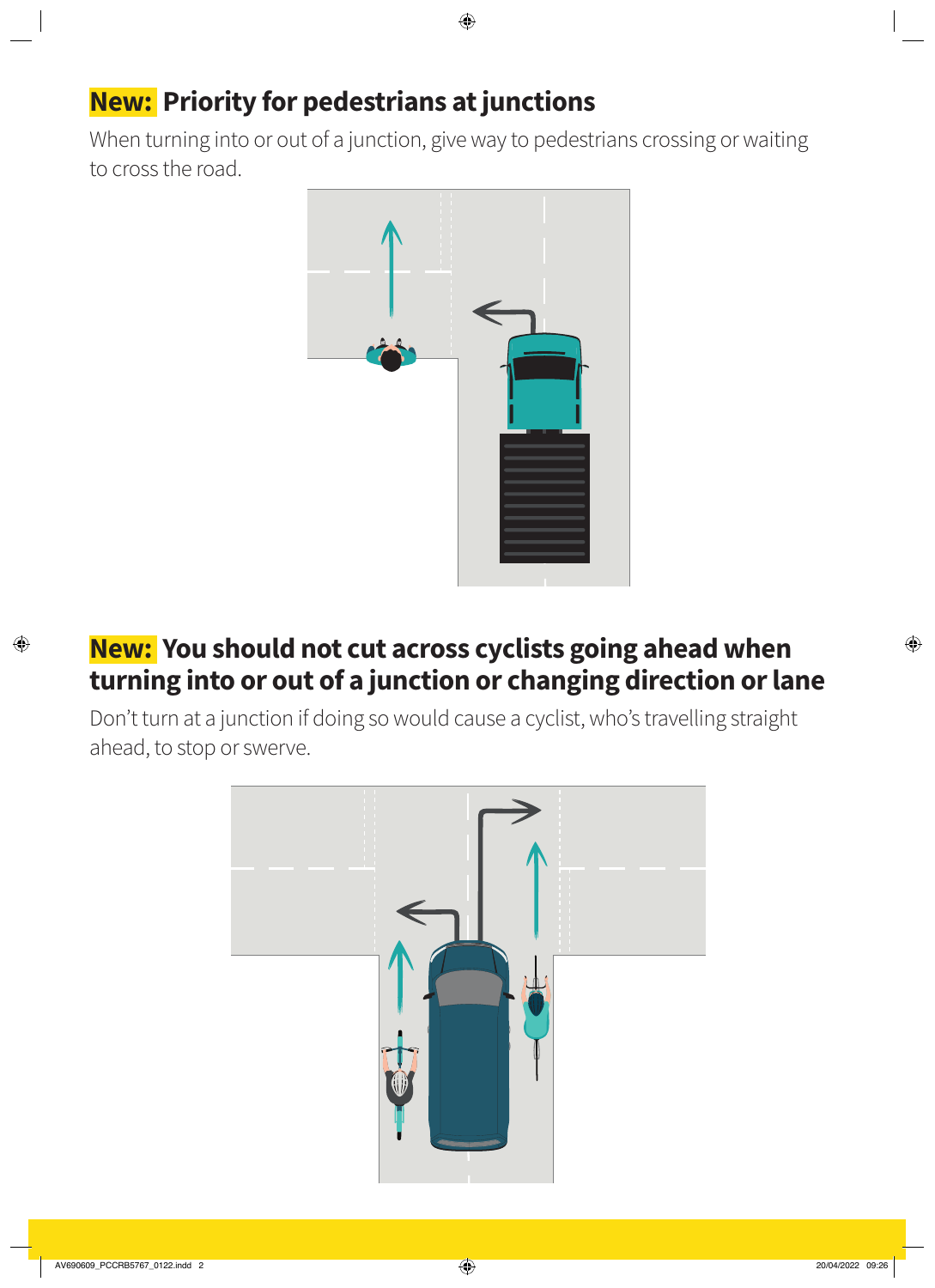## New: Priority for pedestrians at junctions

When turning into or out of a junction, give way to pedestrians crossing or waiting to cross the road.

## New: You should not cut across cyclists going ahead when turning into or out of a junction or changing direction or lane

Don't turn at a junction if doing so would cause a cyclist, who's travelling straight ahead, to stop or swerve.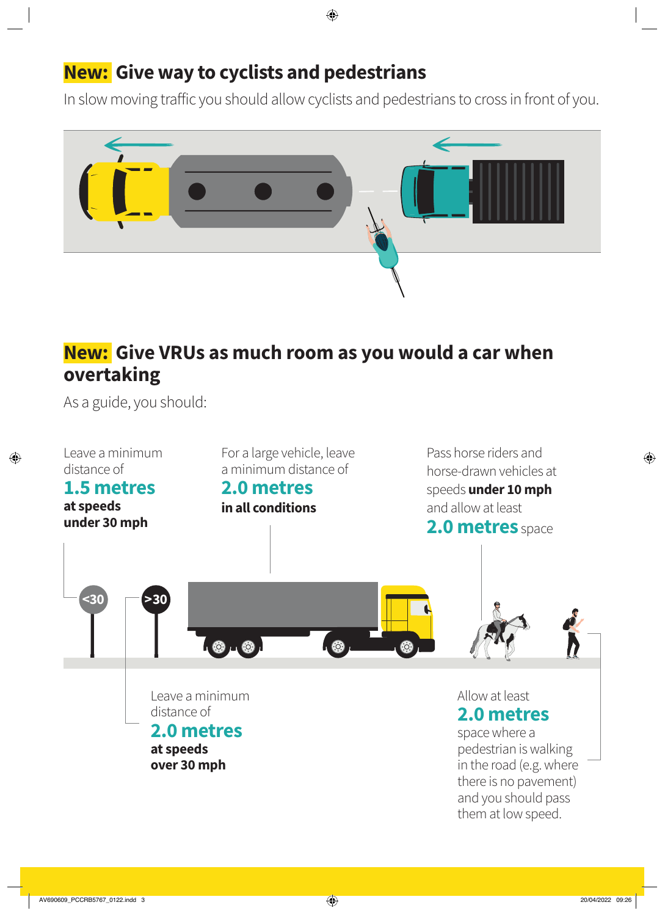## New: Give way to cyclists and pedestrians

In slow moving traffic you should allow cyclists and pedestrians to cross in front of you.

## New: Give VRUs as much room as you would a car when overtaking

As a guide, you should:

Leave a minimum distance of **1.5 metres** **at speeds under 30 mph**

For a large vehicle, leave a minimum distance of **2.0 metres** **in all conditions**

Pass horse riders and horse-drawn vehicles at speeds **under 10 mph** and allow at least **2.0 metres** space

<30

>30

Leave a minimum distance of **2.0 metres** **at speeds over 30 mph**

Allow at least **2.0 metres** space where a pedestrian is walking in the road (e.g. where there is no pavement) and you should pass them at low speed.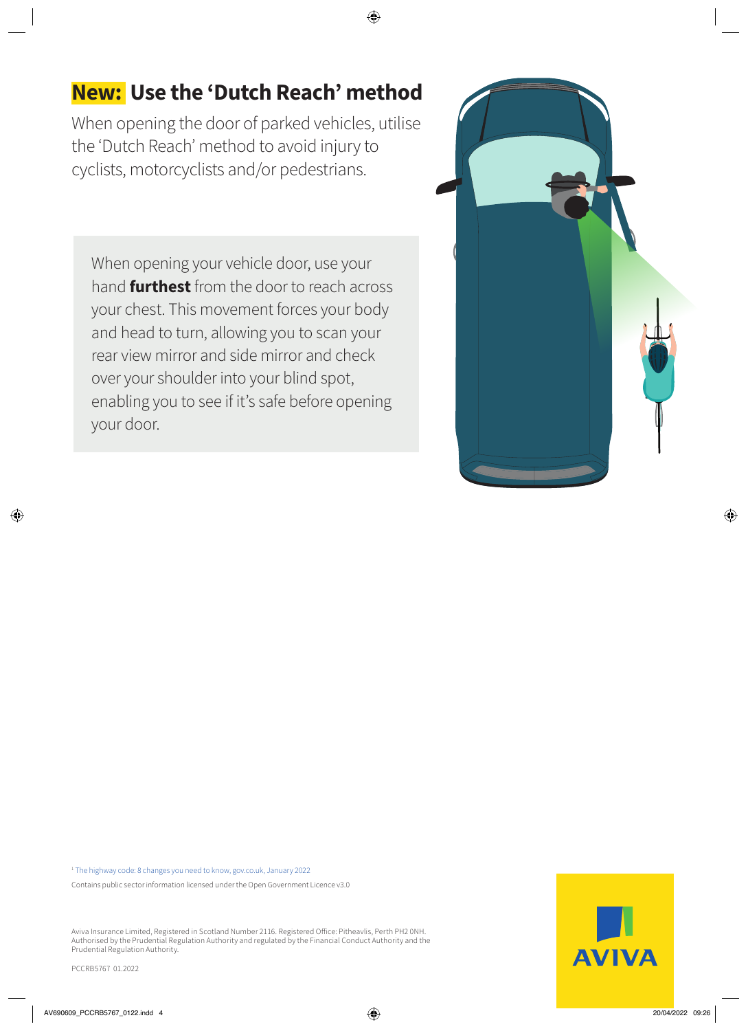## **New:** Use the 'Dutch Reach' method

When opening the door of parked vehicles, utilise the 'Dutch Reach' method to avoid injury to cyclists, motorcyclists and/or pedestrians.

When opening your vehicle door, use your hand **furthest** from the door to reach across your chest. This movement forces your body and head to turn, allowing you to scan your rear view mirror and side mirror and check over your shoulder into your blind spot, enabling you to see if it's safe before opening your door.

[1] The highway code: 8 changes you need to know, gov.co.uk, January 2022

Contains public sector information licensed under the Open Government Licence v3.0

Aviva Insurance Limited, Registered in Scotland Number 2116. Registered Office: Pitheavlis, Perth PH2 0NH. Authorised by the Prudential Regulation Authority and regulated by the Financial Conduct Authority and the Prudential Regulation Authority.

PCCRB5767 01.2022

AVIVA